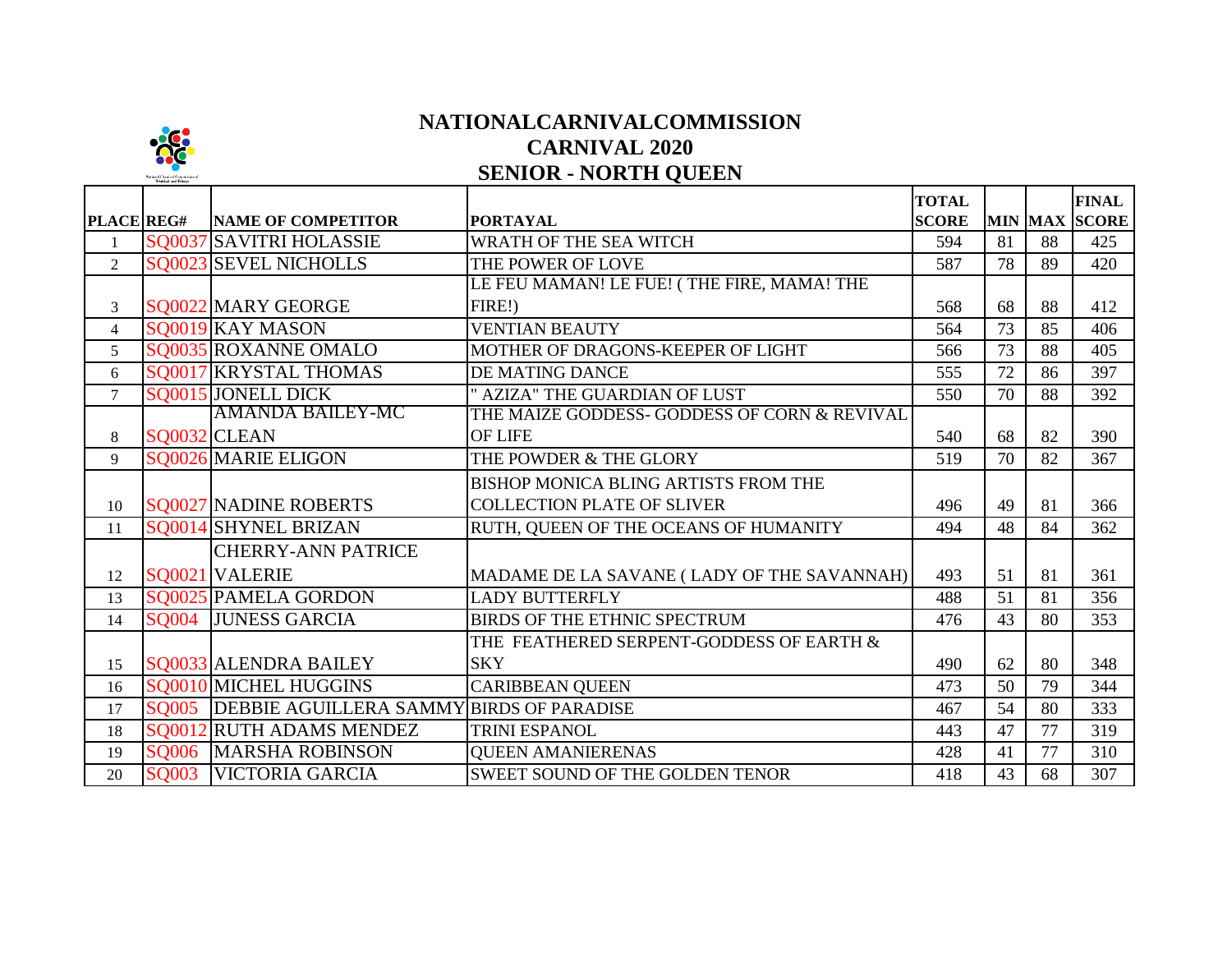# NATIONALCARNIVALCOMMISSION

## CARNIVAL 2020

## SENIOR - NORTH QUEEN

| PLACE | REG# | NAME OF COMPETITOR | PORTAYAL | TOTAL SCORE | MIN | MAX | FINAL SCORE |
|---|---|---|---|---|---|---|---|
| 1 | SQ0037 | SAVITRI HOLASSIE | WRATH OF THE SEA WITCH | 594 | 81 | 88 | 425 |
| 2 | SQ0023 | SEVEL NICHOLLS | THE POWER OF LOVE | 587 | 78 | 89 | 420 |
| 3 | SQ0022 | MARY GEORGE | LE FEU MAMAN! LE FUE! ( THE FIRE, MAMA! THE FIRE!) | 568 | 68 | 88 | 412 |
| 4 | SQ0019 | KAY MASON | VENTIAN BEAUTY | 564 | 73 | 85 | 406 |
| 5 | SQ0035 | ROXANNE OMALO | MOTHER OF DRAGONS-KEEPER OF LIGHT | 566 | 73 | 88 | 405 |
| 6 | SQ0017 | KRYSTAL THOMAS | DE MATING DANCE | 555 | 72 | 86 | 397 |
| 7 | SQ0015 | JONELL DICK | " AZIZA" THE GUARDIAN OF LUST | 550 | 70 | 88 | 392 |
| 8 | SQ0032 | AMANDA BAILEY-MC CLEAN | THE MAIZE GODDESS- GODDESS OF CORN & REVIVAL OF LIFE | 540 | 68 | 82 | 390 |
| 9 | SQ0026 | MARIE ELIGON | THE POWDER & THE GLORY | 519 | 70 | 82 | 367 |
| 10 | SQ0027 | NADINE ROBERTS | BISHOP MONICA BLING ARTISTS FROM THE COLLECTION PLATE OF SLIVER | 496 | 49 | 81 | 366 |
| 11 | SQ0014 | SHYNEL BRIZAN | RUTH, QUEEN OF THE OCEANS OF HUMANITY | 494 | 48 | 84 | 362 |
| 12 | SQ0021 | CHERRY-ANN PATRICE VALERIE | MADAME DE LA SAVANE ( LADY OF THE SAVANNAH) | 493 | 51 | 81 | 361 |
| 13 | SQ0025 | PAMELA GORDON | LADY BUTTERFLY | 488 | 51 | 81 | 356 |
| 14 | SQ004 | JUNESS GARCIA | BIRDS OF THE ETHNIC SPECTRUM | 476 | 43 | 80 | 353 |
| 15 | SQ0033 | ALENDRA BAILEY | THE FEATHERED SERPENT-GODDESS OF EARTH & SKY | 490 | 62 | 80 | 348 |
| 16 | SQ0010 | MICHEL HUGGINS | CARIBBEAN QUEEN | 473 | 50 | 79 | 344 |
| 17 | SQ005 | DEBBIE AGUILLERA SAMMY | BIRDS OF PARADISE | 467 | 54 | 80 | 333 |
| 18 | SQ0012 | RUTH ADAMS MENDEZ | TRINI ESPANOL | 443 | 47 | 77 | 319 |
| 19 | SQ006 | MARSHA ROBINSON | QUEEN AMANIERENAS | 428 | 41 | 77 | 310 |
| 20 | SQ003 | VICTORIA GARCIA | SWEET SOUND OF THE GOLDEN TENOR | 418 | 43 | 68 | 307 |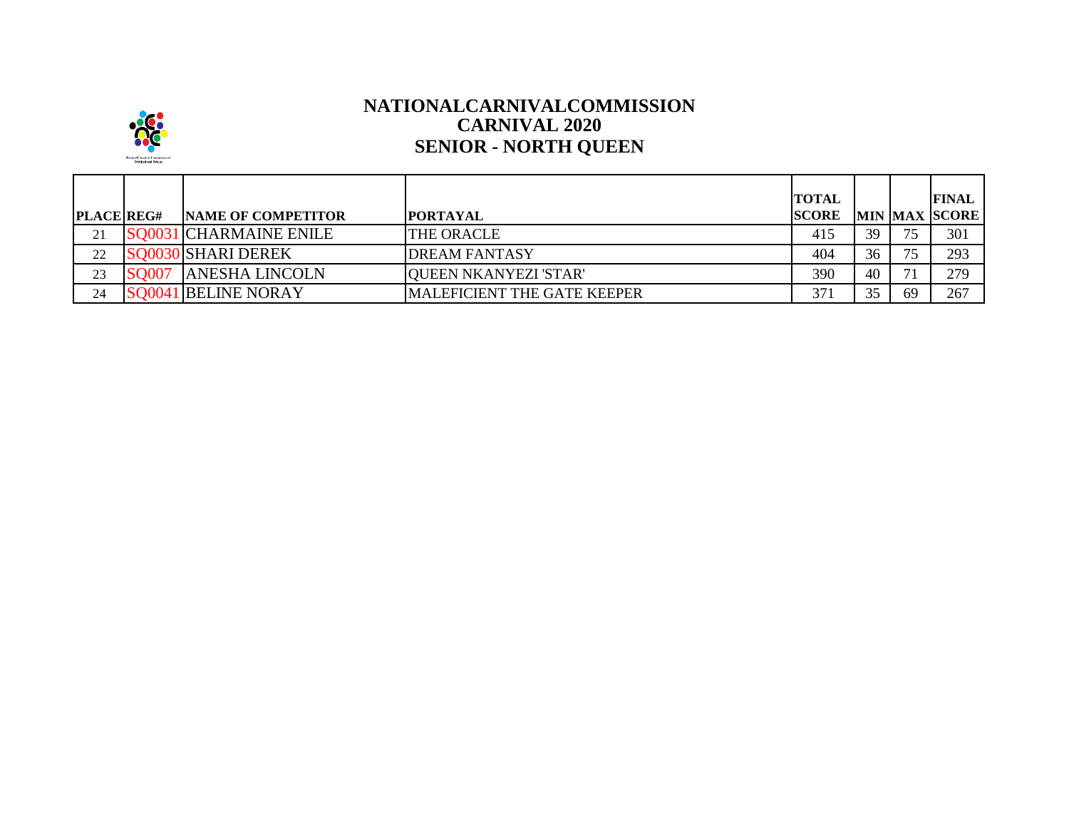# NATIONALCARNIVALCOMMISSION
## CARNIVAL 2020
## SENIOR - NORTH QUEEN

| PLACE | REG# | NAME OF COMPETITOR | PORTAYAL | TOTAL SCORE | MIN | MAX | FINAL SCORE |
|---|---|---|---|---|---|---|---|
| 21 | SQ0031 | CHARMAINE ENILE | THE ORACLE | 415 | 39 | 75 | 301 |
| 22 | SQ0030 | SHARI DEREK | DREAM FANTASY | 404 | 36 | 75 | 293 |
| 23 | SQ007 | ANESHA LINCOLN | QUEEN NKANYEZI 'STAR' | 390 | 40 | 71 | 279 |
| 24 | SQ0041 | BELINE NORAY | MALEFICIENT THE GATE KEEPER | 371 | 35 | 69 | 267 |